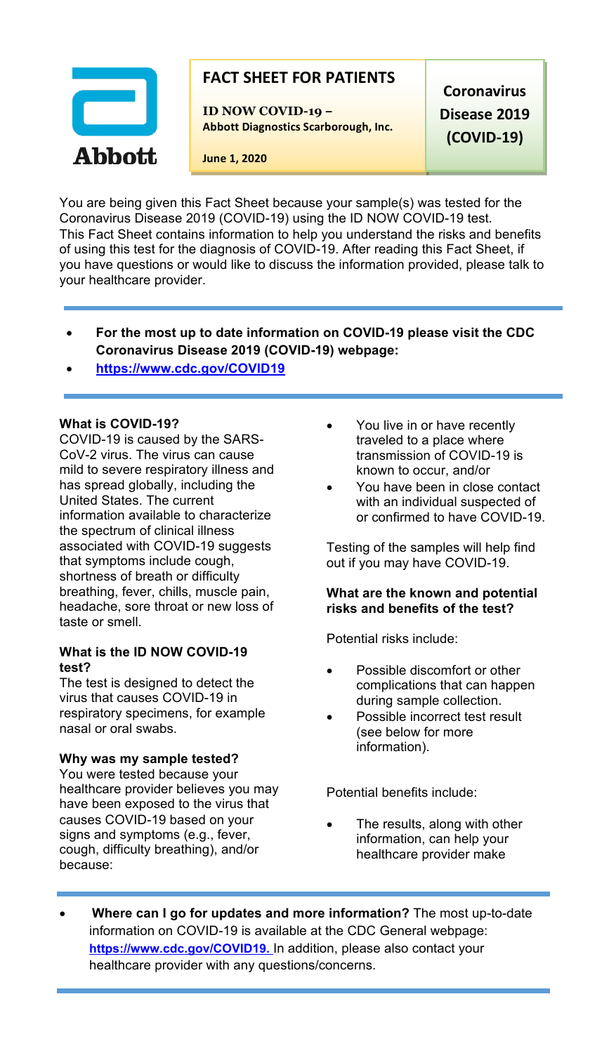Abbott

# FACT SHEET FOR PATIENTS

**ID NOW COVID-19 – Abbott Diagnostics Scarborough, Inc.**

**June 1, 2020**

**Coronavirus Disease 2019 (COVID-19)**

You are being given this Fact Sheet because your sample(s) was tested for the Coronavirus Disease 2019 (COVID-19) using the ID NOW COVID-19 test. This Fact Sheet contains information to help you understand the risks and benefits of using this test for the diagnosis of COVID-19. After reading this Fact Sheet, if you have questions or would like to discuss the information provided, please talk to your healthcare provider.

- **For the most up to date information on COVID-19 please visit the CDC Coronavirus Disease 2019 (COVID-19) webpage:**
- **https://www.cdc.gov/COVID19**

**What is COVID-19?**

COVID-19 is caused by the SARS-CoV-2 virus. The virus can cause mild to severe respiratory illness and has spread globally, including the United States. The current information available to characterize the spectrum of clinical illness associated with COVID-19 suggests that symptoms include cough, shortness of breath or difficulty breathing, fever, chills, muscle pain, headache, sore throat or new loss of taste or smell.

**What is the ID NOW COVID-19 test?**

The test is designed to detect the virus that causes COVID-19 in respiratory specimens, for example nasal or oral swabs.

**Why was my sample tested?**

You were tested because your healthcare provider believes you may have been exposed to the virus that causes COVID-19 based on your signs and symptoms (e.g., fever, cough, difficulty breathing), and/or because:

- You live in or have recently traveled to a place where transmission of COVID-19 is known to occur, and/or
- You have been in close contact with an individual suspected of or confirmed to have COVID-19.

Testing of the samples will help find out if you may have COVID-19.

**What are the known and potential risks and benefits of the test?**

Potential risks include:

- Possible discomfort or other complications that can happen during sample collection.
- Possible incorrect test result (see below for more information).

Potential benefits include:

- The results, along with other information, can help your healthcare provider make

---

- **Where can I go for updates and more information?** The most up-to-date information on COVID-19 is available at the CDC General webpage: **https://www.cdc.gov/COVID19.** In addition, please also contact your healthcare provider with any questions/concerns.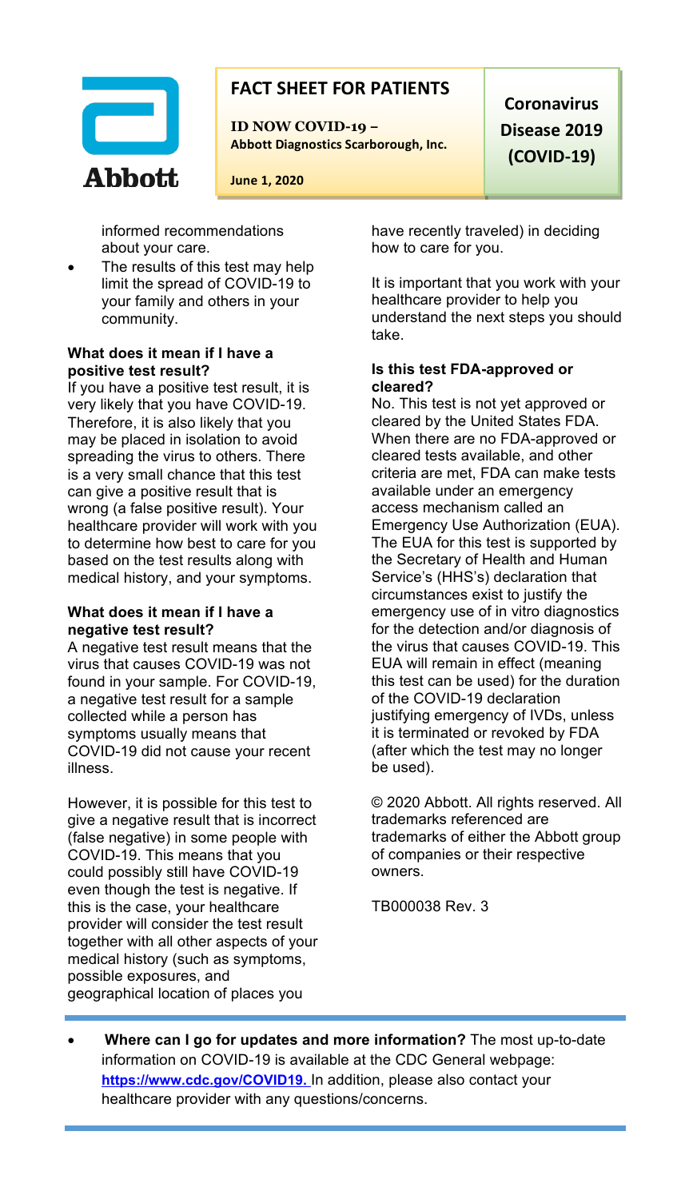informed recommendations about your care.

- The results of this test may help limit the spread of COVID-19 to your family and others in your community.

**What does it mean if I have a positive test result?**

If you have a positive test result, it is very likely that you have COVID-19. Therefore, it is also likely that you may be placed in isolation to avoid spreading the virus to others. There is a very small chance that this test can give a positive result that is wrong (a false positive result). Your healthcare provider will work with you to determine how best to care for you based on the test results along with medical history, and your symptoms.

**What does it mean if I have a negative test result?**

A negative test result means that the virus that causes COVID-19 was not found in your sample. For COVID-19, a negative test result for a sample collected while a person has symptoms usually means that COVID-19 did not cause your recent illness.

However, it is possible for this test to give a negative result that is incorrect (false negative) in some people with COVID-19. This means that you could possibly still have COVID-19 even though the test is negative. If this is the case, your healthcare provider will consider the test result together with all other aspects of your medical history (such as symptoms, possible exposures, and geographical location of places you have recently traveled) in deciding how to care for you.

It is important that you work with your healthcare provider to help you understand the next steps you should take.

**Is this test FDA-approved or cleared?**

No. This test is not yet approved or cleared by the United States FDA. When there are no FDA-approved or cleared tests available, and other criteria are met, FDA can make tests available under an emergency access mechanism called an Emergency Use Authorization (EUA). The EUA for this test is supported by the Secretary of Health and Human Service's (HHS's) declaration that circumstances exist to justify the emergency use of in vitro diagnostics for the detection and/or diagnosis of the virus that causes COVID-19. This EUA will remain in effect (meaning this test can be used) for the duration of the COVID-19 declaration justifying emergency of IVDs, unless it is terminated or revoked by FDA (after which the test may no longer be used).

© 2020 Abbott. All rights reserved. All trademarks referenced are trademarks of either the Abbott group of companies or their respective owners.

TB000038 Rev. 3

- **Where can I go for updates and more information?** The most up-to-date information on COVID-19 is available at the CDC General webpage: **https://www.cdc.gov/COVID19.** In addition, please also contact your healthcare provider with any questions/concerns.